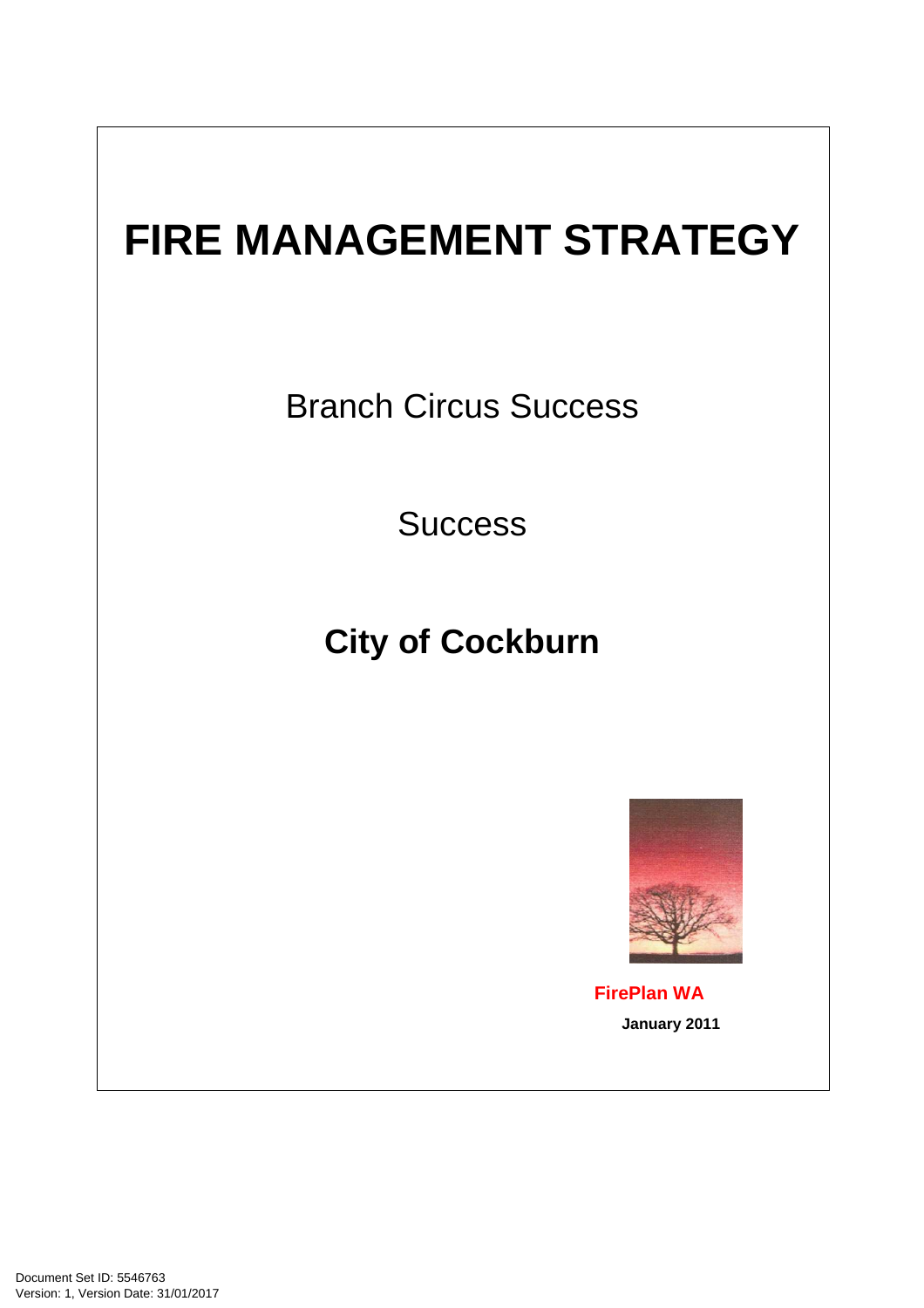# FIRE MANAGEMENT STRATEGY

Branch Circus Success

Success

**City of Cockburn**

**FirePlan WA**

**January 2011**

Document Set ID: 5546763
Version: 1, Version Date: 31/01/2017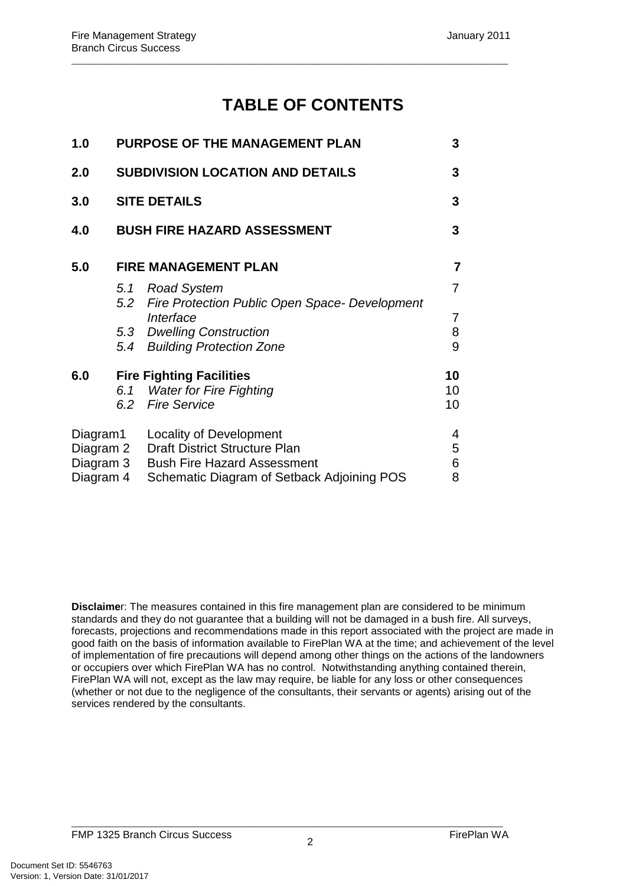# TABLE OF CONTENTS

| | | |
|---|---|---|
| **1.0** | **PURPOSE OF THE MANAGEMENT PLAN** | **3** |
| **2.0** | **SUBDIVISION LOCATION AND DETAILS** | **3** |
| **3.0** | **SITE DETAILS** | **3** |
| **4.0** | **BUSH FIRE HAZARD ASSESSMENT** | **3** |
| **5.0** | **FIRE MANAGEMENT PLAN** | **7** |
| | *5.1 Road System* | 7 |
| | *5.2 Fire Protection Public Open Space- Development Interface* | 7 |
| | *5.3 Dwelling Construction* | 8 |
| | *5.4 Building Protection Zone* | 9 |
| **6.0** | **Fire Fighting Facilities** | **10** |
| | *6.1 Water for Fire Fighting* | 10 |
| | *6.2 Fire Service* | 10 |
| Diagram1 | Locality of Development | 4 |
| Diagram 2 | Draft District Structure Plan | 5 |
| Diagram 3 | Bush Fire Hazard Assessment | 6 |
| Diagram 4 | Schematic Diagram of Setback Adjoining POS | 8 |

**Disclaimer**: The measures contained in this fire management plan are considered to be minimum standards and they do not guarantee that a building will not be damaged in a bush fire. All surveys, forecasts, projections and recommendations made in this report associated with the project are made in good faith on the basis of information available to FirePlan WA at the time; and achievement of the level of implementation of fire precautions will depend among other things on the actions of the landowners or occupiers over which FirePlan WA has no control. Notwithstanding anything contained therein, FirePlan WA will not, except as the law may require, be liable for any loss or other consequences (whether or not due to the negligence of the consultants, their servants or agents) arising out of the services rendered by the consultants.

Document Set ID: 5546763
Version: 1, Version Date: 31/01/2017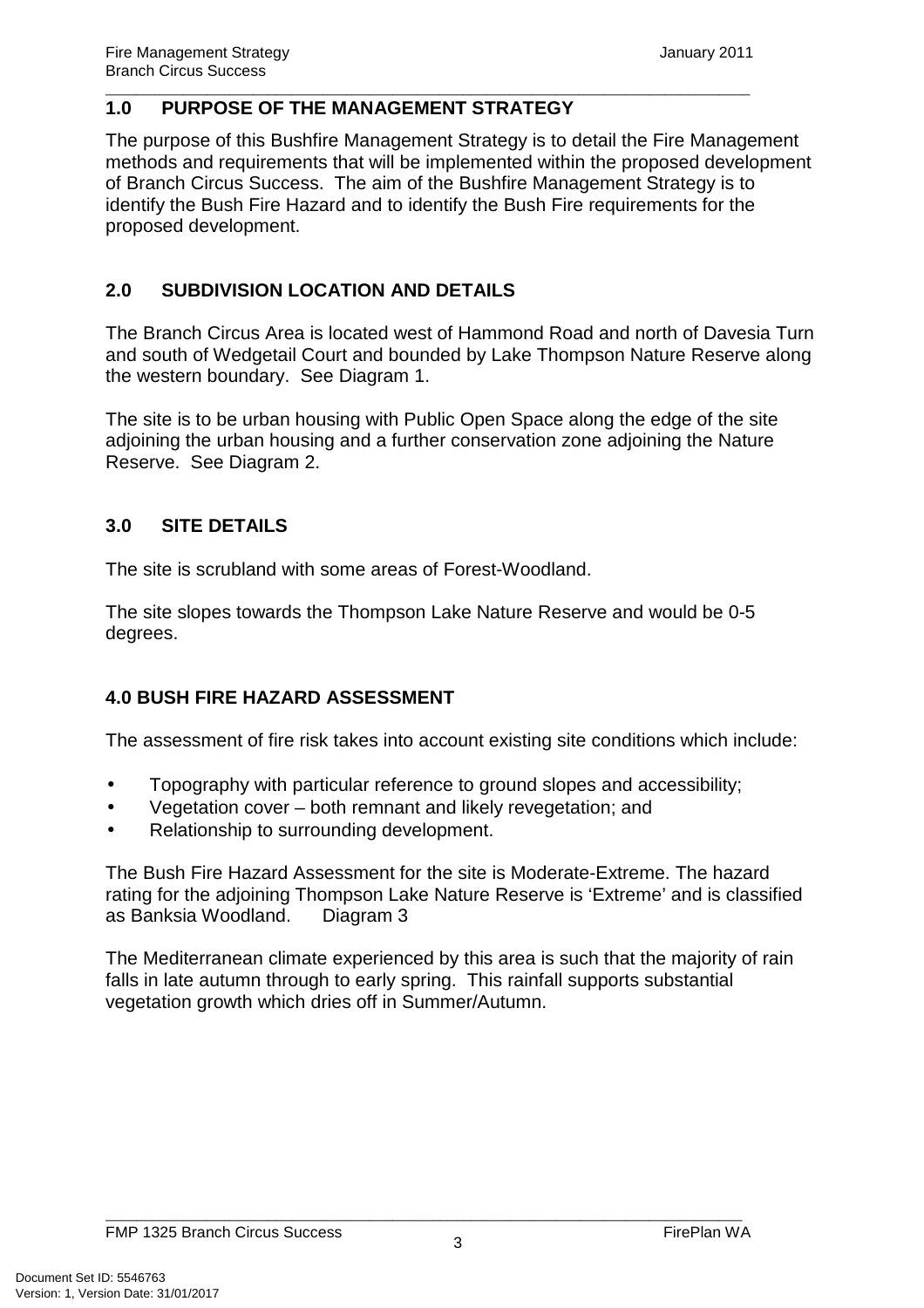## 1.0 PURPOSE OF THE MANAGEMENT STRATEGY

The purpose of this Bushfire Management Strategy is to detail the Fire Management methods and requirements that will be implemented within the proposed development of Branch Circus Success. The aim of the Bushfire Management Strategy is to identify the Bush Fire Hazard and to identify the Bush Fire requirements for the proposed development.

## 2.0 SUBDIVISION LOCATION AND DETAILS

The Branch Circus Area is located west of Hammond Road and north of Davesia Turn and south of Wedgetail Court and bounded by Lake Thompson Nature Reserve along the western boundary. See Diagram 1.

The site is to be urban housing with Public Open Space along the edge of the site adjoining the urban housing and a further conservation zone adjoining the Nature Reserve. See Diagram 2.

## 3.0 SITE DETAILS

The site is scrubland with some areas of Forest-Woodland.

The site slopes towards the Thompson Lake Nature Reserve and would be 0-5 degrees.

## 4.0 BUSH FIRE HAZARD ASSESSMENT

The assessment of fire risk takes into account existing site conditions which include:

- Topography with particular reference to ground slopes and accessibility;
- Vegetation cover – both remnant and likely revegetation; and
- Relationship to surrounding development.

The Bush Fire Hazard Assessment for the site is Moderate-Extreme. The hazard rating for the adjoining Thompson Lake Nature Reserve is 'Extreme' and is classified as Banksia Woodland. Diagram 3

The Mediterranean climate experienced by this area is such that the majority of rain falls in late autumn through to early spring. This rainfall supports substantial vegetation growth which dries off in Summer/Autumn.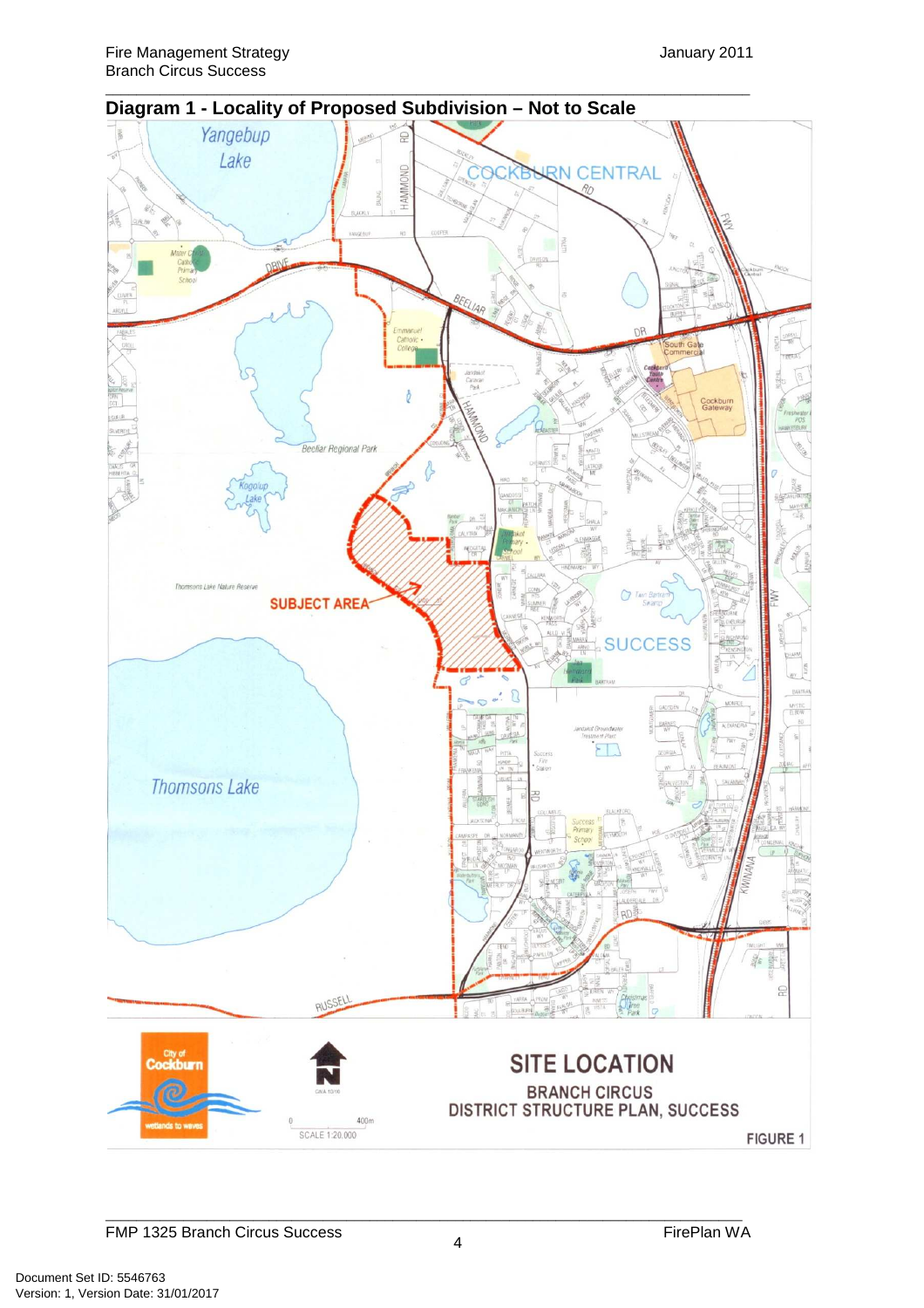## Diagram 1 - Locality of Proposed Subdivision – Not to Scale

SUBJECT AREA

SITE LOCATION

BRANCH CIRCUS

DISTRICT STRUCTURE PLAN, SUCCESS

FIGURE 1

SCALE 1:20,000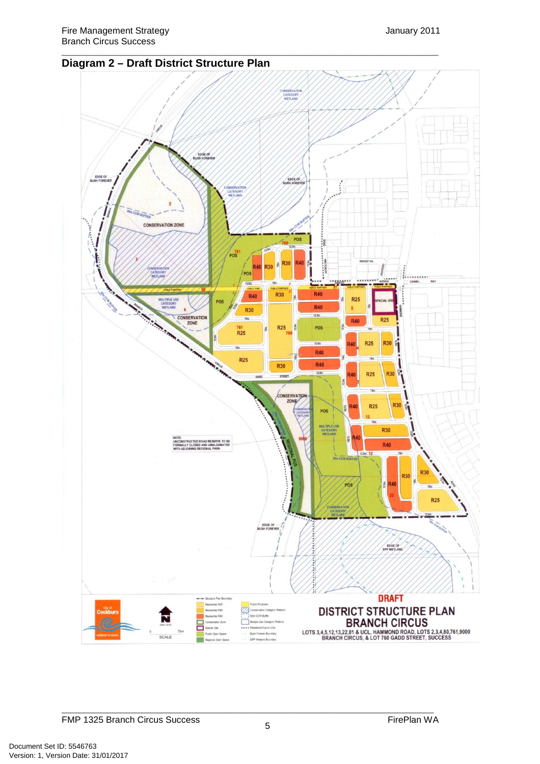## Diagram 2 – Draft District Structure Plan

DRAFT

DISTRICT STRUCTURE PLAN
BRANCH CIRCUS

LOTS 3,4,5,12,13,22,81 & UCL, HAMMOND ROAD, LOTS 2,3,4,80,761,9000 BRANCH CIRCUS, & LOT 760 GADD STREET, SUCCESS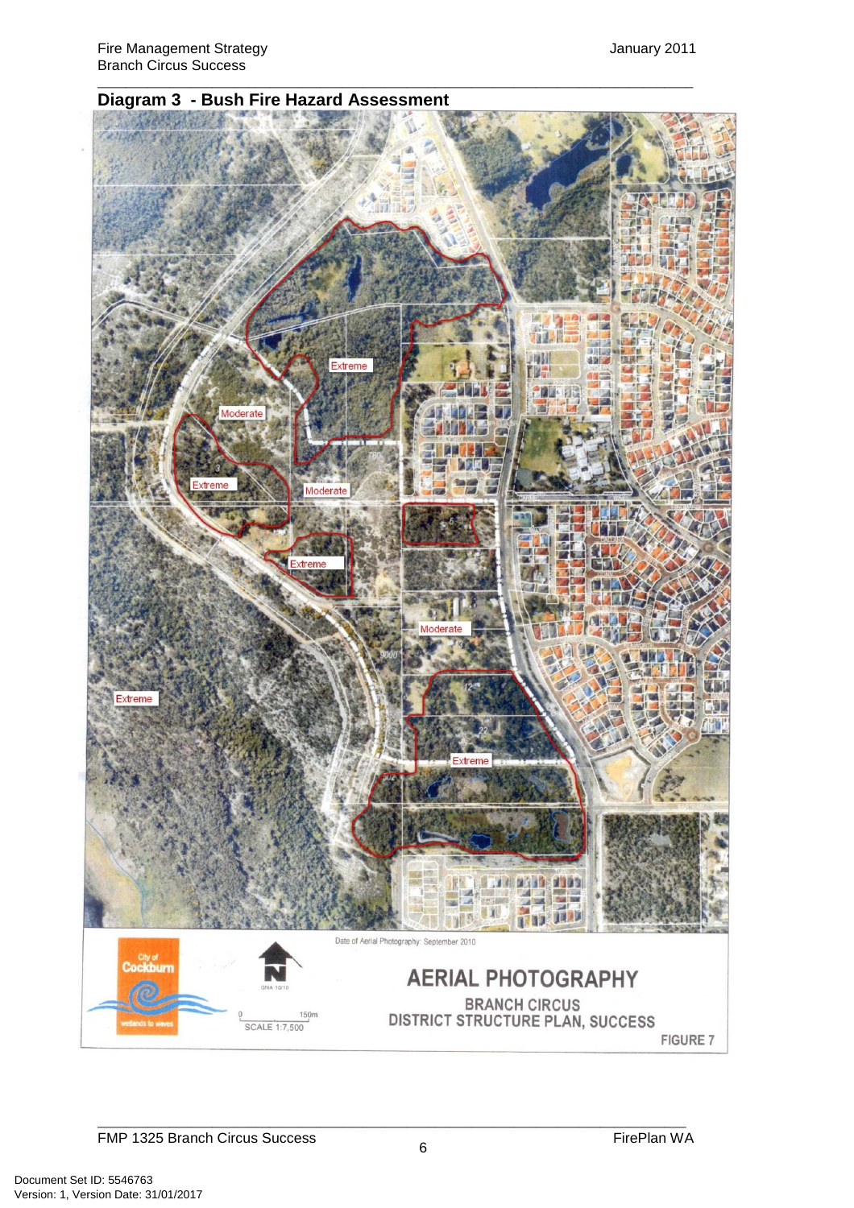## Diagram 3 - Bush Fire Hazard Assessment

Extreme

Moderate

Extreme

Moderate

Extreme

Moderate

Extreme

Extreme

Date of Aerial Photography: September 2010

City of Cockburn

wetlands to waves

GNA 10/10

0 150m

SCALE 1:7,500

AERIAL PHOTOGRAPHY

BRANCH CIRCUS

DISTRICT STRUCTURE PLAN, SUCCESS

FIGURE 7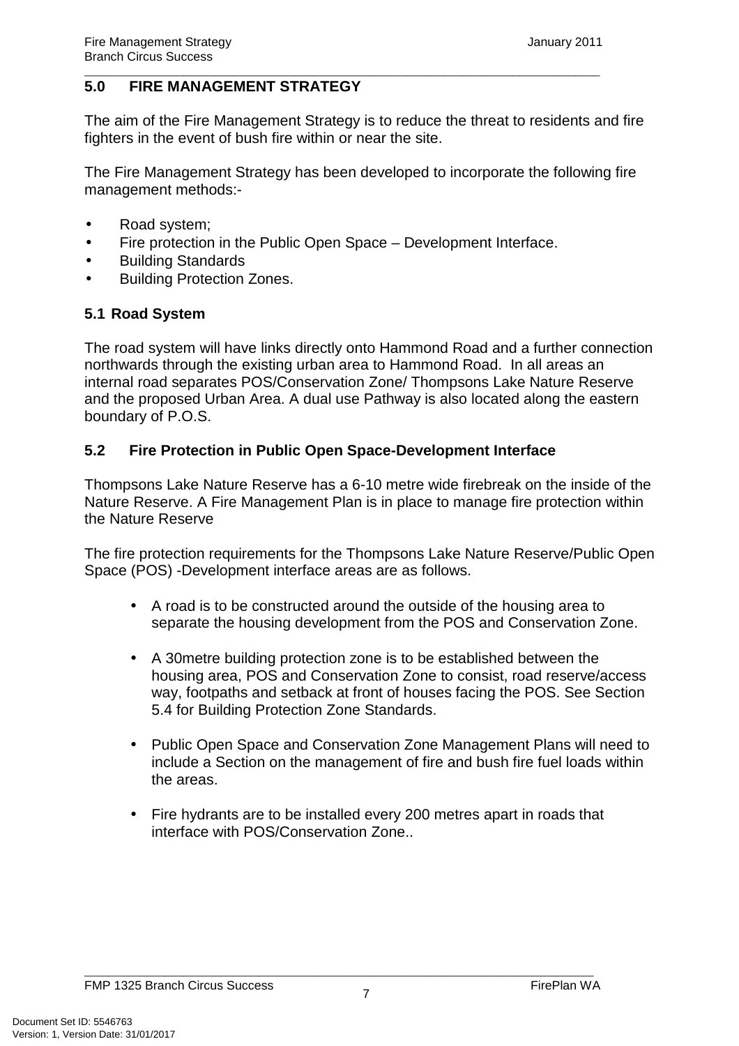## 5.0 FIRE MANAGEMENT STRATEGY

The aim of the Fire Management Strategy is to reduce the threat to residents and fire fighters in the event of bush fire within or near the site.

The Fire Management Strategy has been developed to incorporate the following fire management methods:-

- Road system;
- Fire protection in the Public Open Space – Development Interface.
- Building Standards
- Building Protection Zones.

### 5.1 Road System

The road system will have links directly onto Hammond Road and a further connection northwards through the existing urban area to Hammond Road. In all areas an internal road separates POS/Conservation Zone/ Thompsons Lake Nature Reserve and the proposed Urban Area. A dual use Pathway is also located along the eastern boundary of P.O.S.

### 5.2 Fire Protection in Public Open Space-Development Interface

Thompsons Lake Nature Reserve has a 6-10 metre wide firebreak on the inside of the Nature Reserve. A Fire Management Plan is in place to manage fire protection within the Nature Reserve

The fire protection requirements for the Thompsons Lake Nature Reserve/Public Open Space (POS) -Development interface areas are as follows.

- A road is to be constructed around the outside of the housing area to separate the housing development from the POS and Conservation Zone.

- A 30metre building protection zone is to be established between the housing area, POS and Conservation Zone to consist, road reserve/access way, footpaths and setback at front of houses facing the POS. See Section 5.4 for Building Protection Zone Standards.

- Public Open Space and Conservation Zone Management Plans will need to include a Section on the management of fire and bush fire fuel loads within the areas.

- Fire hydrants are to be installed every 200 metres apart in roads that interface with POS/Conservation Zone..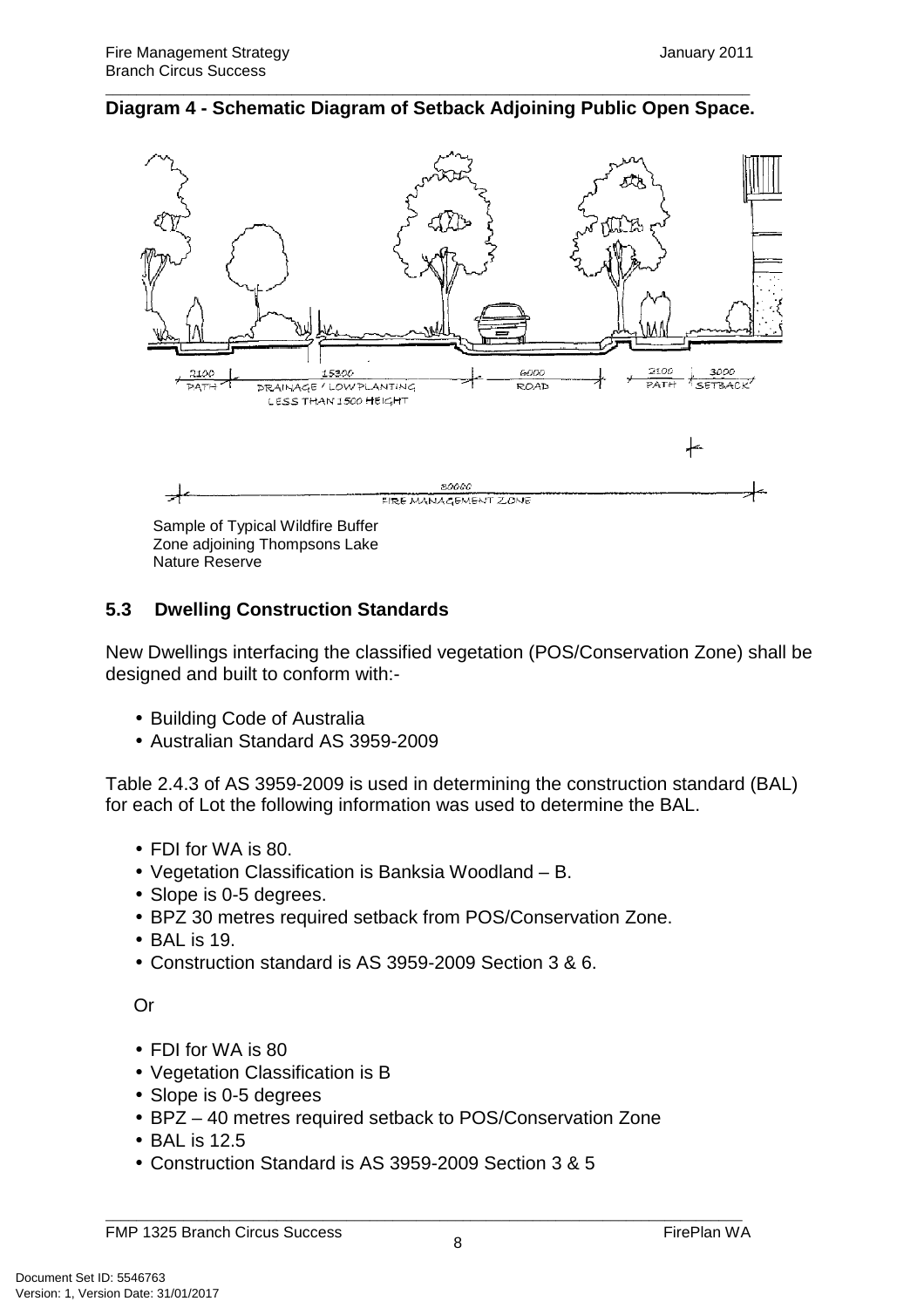**Diagram 4 - Schematic Diagram of Setback Adjoining Public Open Space.**

Sample of Typical Wildfire Buffer Zone adjoining Thompsons Lake Nature Reserve

### 5.3 Dwelling Construction Standards

New Dwellings interfacing the classified vegetation (POS/Conservation Zone) shall be designed and built to conform with:-

- Building Code of Australia
- Australian Standard AS 3959-2009

Table 2.4.3 of AS 3959-2009 is used in determining the construction standard (BAL) for each of Lot the following information was used to determine the BAL.

- FDI for WA is 80.
- Vegetation Classification is Banksia Woodland – B.
- Slope is 0-5 degrees.
- BPZ 30 metres required setback from POS/Conservation Zone.
- BAL is 19.
- Construction standard is AS 3959-2009 Section 3 & 6.

Or

- FDI for WA is 80
- Vegetation Classification is B
- Slope is 0-5 degrees
- BPZ – 40 metres required setback to POS/Conservation Zone
- BAL is 12.5
- Construction Standard is AS 3959-2009 Section 3 & 5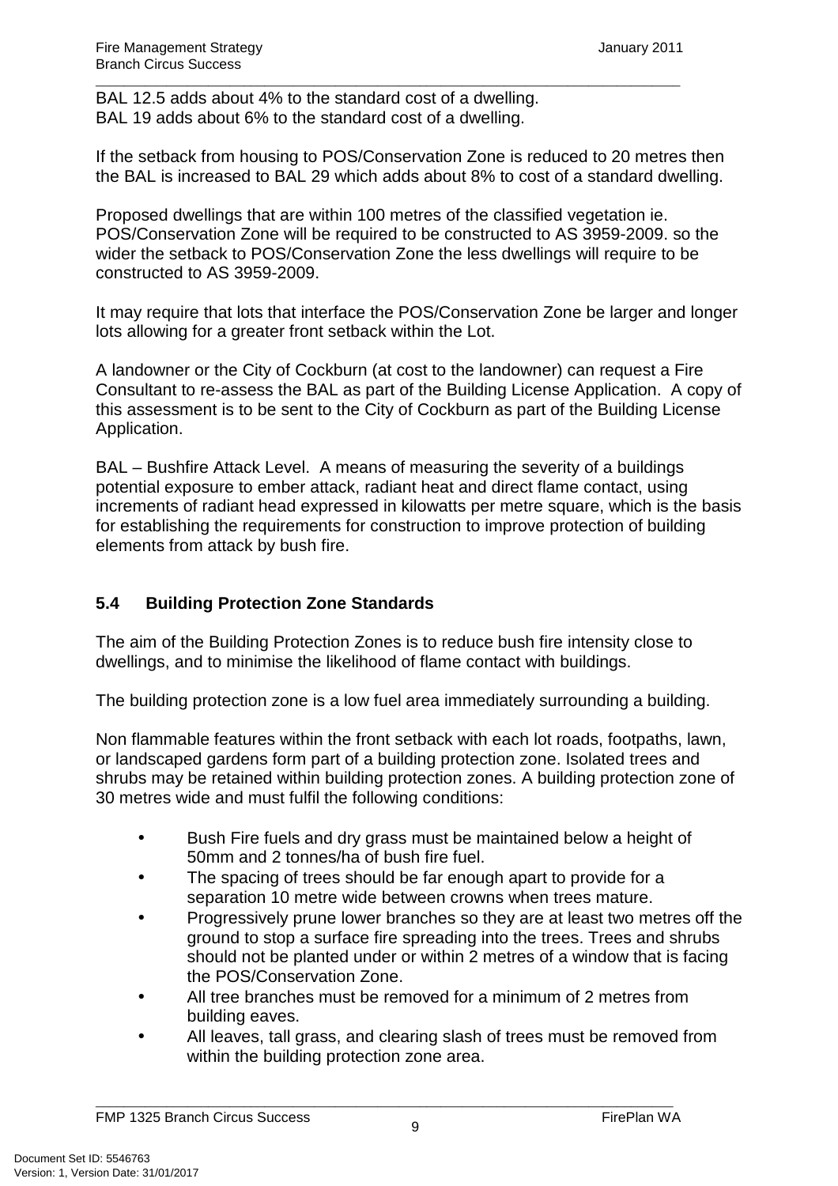BAL 12.5 adds about 4% to the standard cost of a dwelling.
BAL 19 adds about 6% to the standard cost of a dwelling.

If the setback from housing to POS/Conservation Zone is reduced to 20 metres then the BAL is increased to BAL 29 which adds about 8% to cost of a standard dwelling.

Proposed dwellings that are within 100 metres of the classified vegetation ie. POS/Conservation Zone will be required to be constructed to AS 3959-2009. so the wider the setback to POS/Conservation Zone the less dwellings will require to be constructed to AS 3959-2009.

It may require that lots that interface the POS/Conservation Zone be larger and longer lots allowing for a greater front setback within the Lot.

A landowner or the City of Cockburn (at cost to the landowner) can request a Fire Consultant to re-assess the BAL as part of the Building License Application. A copy of this assessment is to be sent to the City of Cockburn as part of the Building License Application.

BAL – Bushfire Attack Level. A means of measuring the severity of a buildings potential exposure to ember attack, radiant heat and direct flame contact, using increments of radiant head expressed in kilowatts per metre square, which is the basis for establishing the requirements for construction to improve protection of building elements from attack by bush fire.

## 5.4 Building Protection Zone Standards

The aim of the Building Protection Zones is to reduce bush fire intensity close to dwellings, and to minimise the likelihood of flame contact with buildings.

The building protection zone is a low fuel area immediately surrounding a building.

Non flammable features within the front setback with each lot roads, footpaths, lawn, or landscaped gardens form part of a building protection zone. Isolated trees and shrubs may be retained within building protection zones. A building protection zone of 30 metres wide and must fulfil the following conditions:

- Bush Fire fuels and dry grass must be maintained below a height of 50mm and 2 tonnes/ha of bush fire fuel.
- The spacing of trees should be far enough apart to provide for a separation 10 metre wide between crowns when trees mature.
- Progressively prune lower branches so they are at least two metres off the ground to stop a surface fire spreading into the trees. Trees and shrubs should not be planted under or within 2 metres of a window that is facing the POS/Conservation Zone.
- All tree branches must be removed for a minimum of 2 metres from building eaves.
- All leaves, tall grass, and clearing slash of trees must be removed from within the building protection zone area.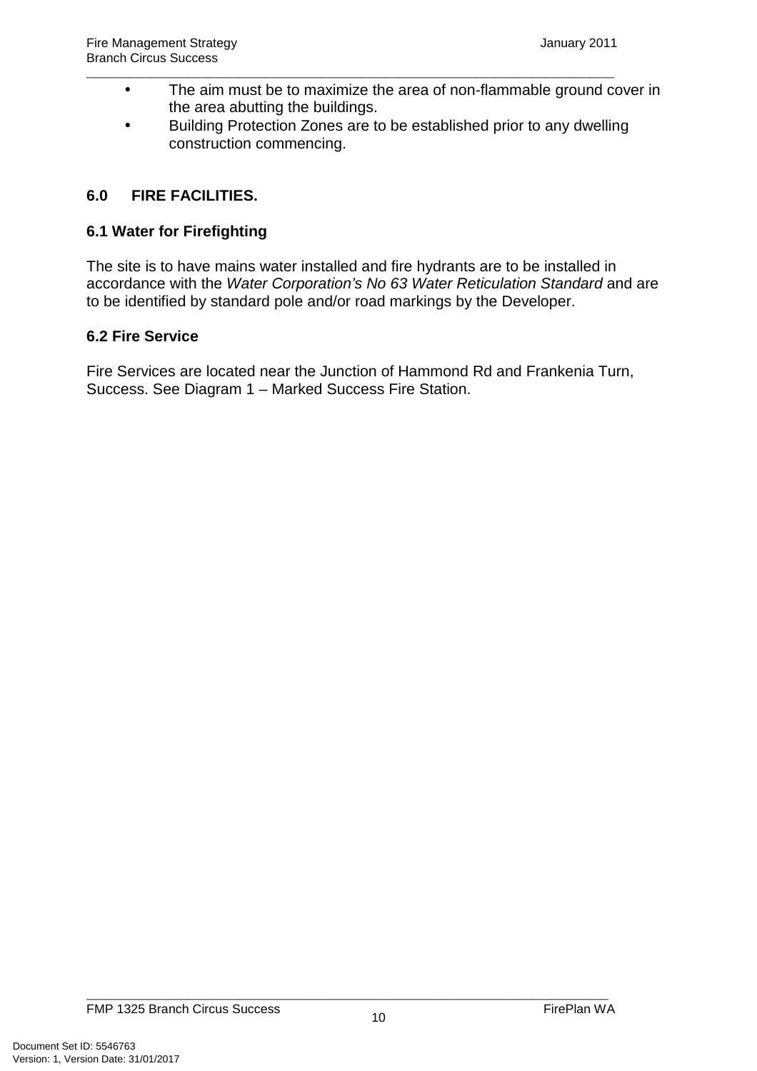- The aim must be to maximize the area of non-flammable ground cover in the area abutting the buildings.
- Building Protection Zones are to be established prior to any dwelling construction commencing.

## 6.0 FIRE FACILITIES.

### 6.1 Water for Firefighting

The site is to have mains water installed and fire hydrants are to be installed in accordance with the *Water Corporation's No 63 Water Reticulation Standard* and are to be identified by standard pole and/or road markings by the Developer.

### 6.2 Fire Service

Fire Services are located near the Junction of Hammond Rd and Frankenia Turn, Success. See Diagram 1 – Marked Success Fire Station.